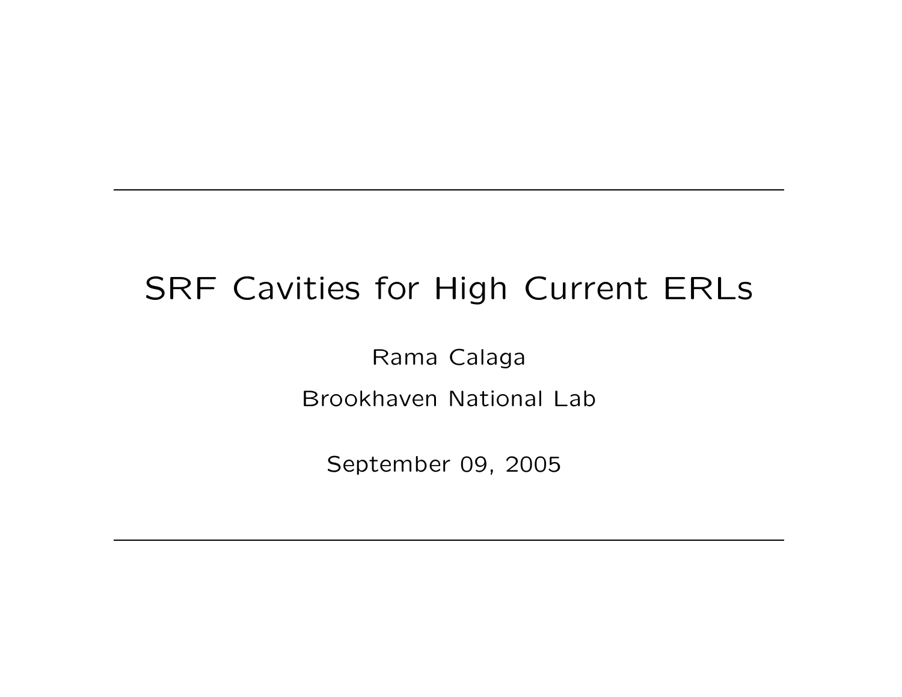# SRF Cavities for High Current ERLs

Rama Calaga

Brookhaven National Lab

September 09, 2005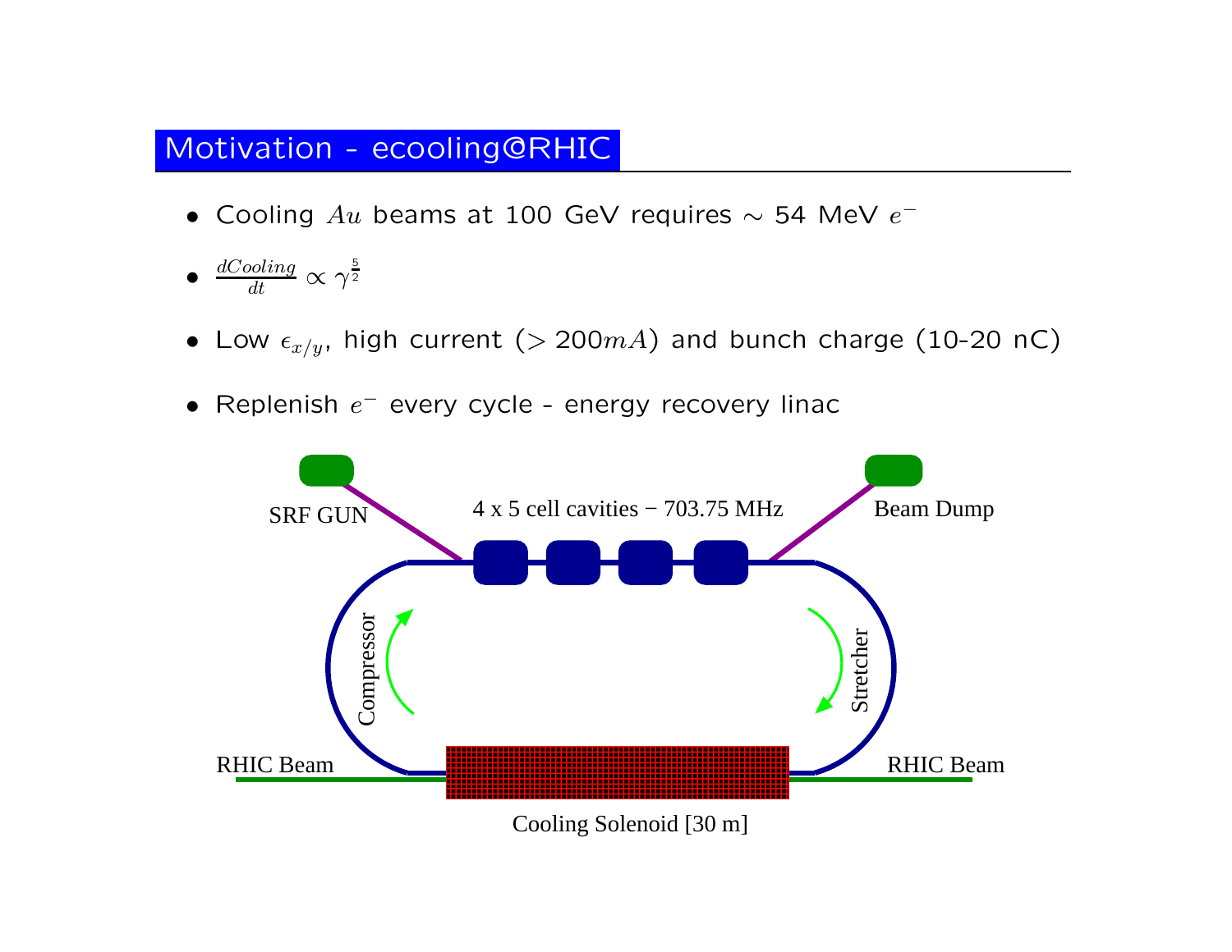## Motivation - ecooling@RHIC

- Cooling $Au$ beams at 100 GeV requires $\sim$ 54 MeV $e^-$
- $\frac{dCooling}{dt} \propto \gamma^{\frac{5}{2}}$
- Low $\epsilon_{x/y}$, high current ($> 200mA$) and bunch charge (10-20 nC)
- Replenish $e^-$ every cycle - energy recovery linac

SRF GUN

4 x 5 cell cavities − 703.75 MHz

Beam Dump

Compressor

Stretcher

RHIC Beam

RHIC Beam

Cooling Solenoid [30 m]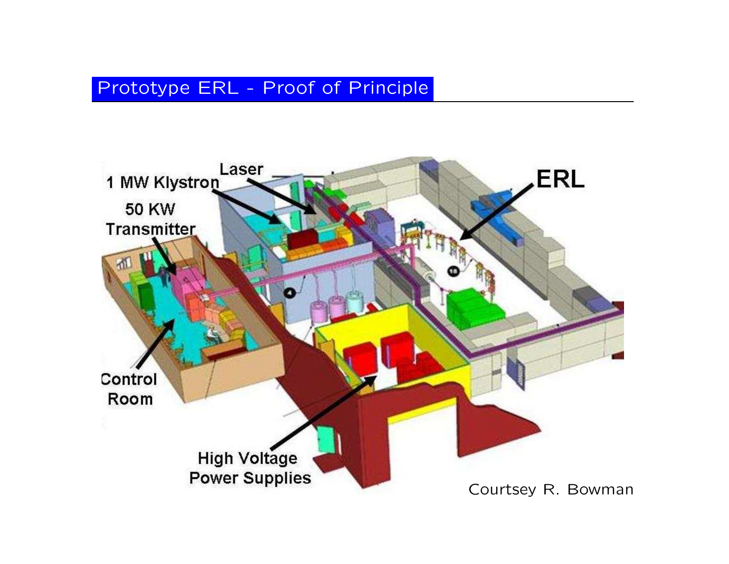# Prototype ERL - Proof of Principle

1 MW Klystron

Laser

ERL

50 KW Transmitter

Control Room

High Voltage Power Supplies

Courtsey R. Bowman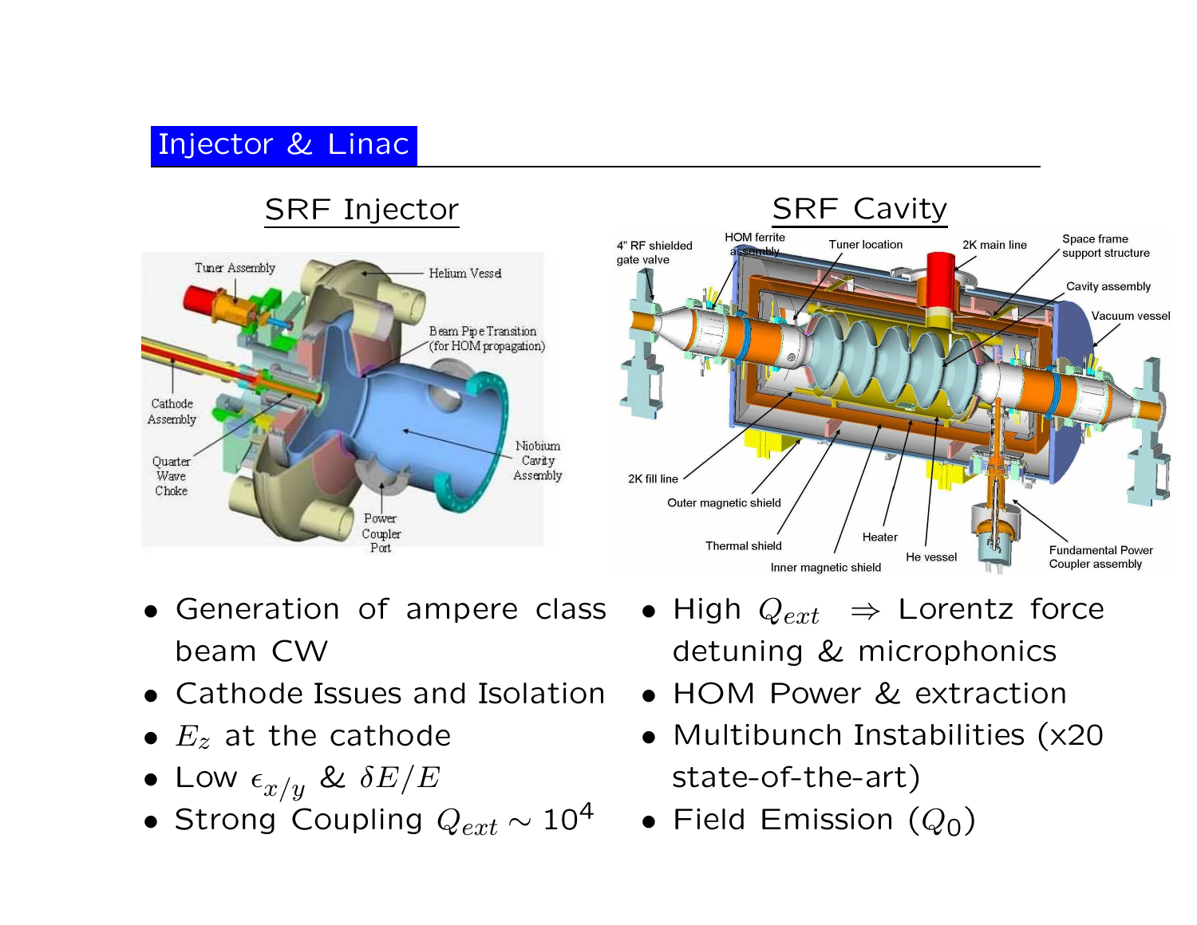# Injector & Linac

## SRF Injector

- Generation of ampere class beam CW
- Cathode Issues and Isolation
- $E_z$ at the cathode
- Low $\epsilon_{x/y}$ & $\delta E/E$
- Strong Coupling $Q_{ext} \sim 10^4$

## SRF Cavity

- High $Q_{ext}$ $\Rightarrow$ Lorentz force detuning & microphonics
- HOM Power & extraction
- Multibunch Instabilities (x20 state-of-the-art)
- Field Emission ($Q_0$)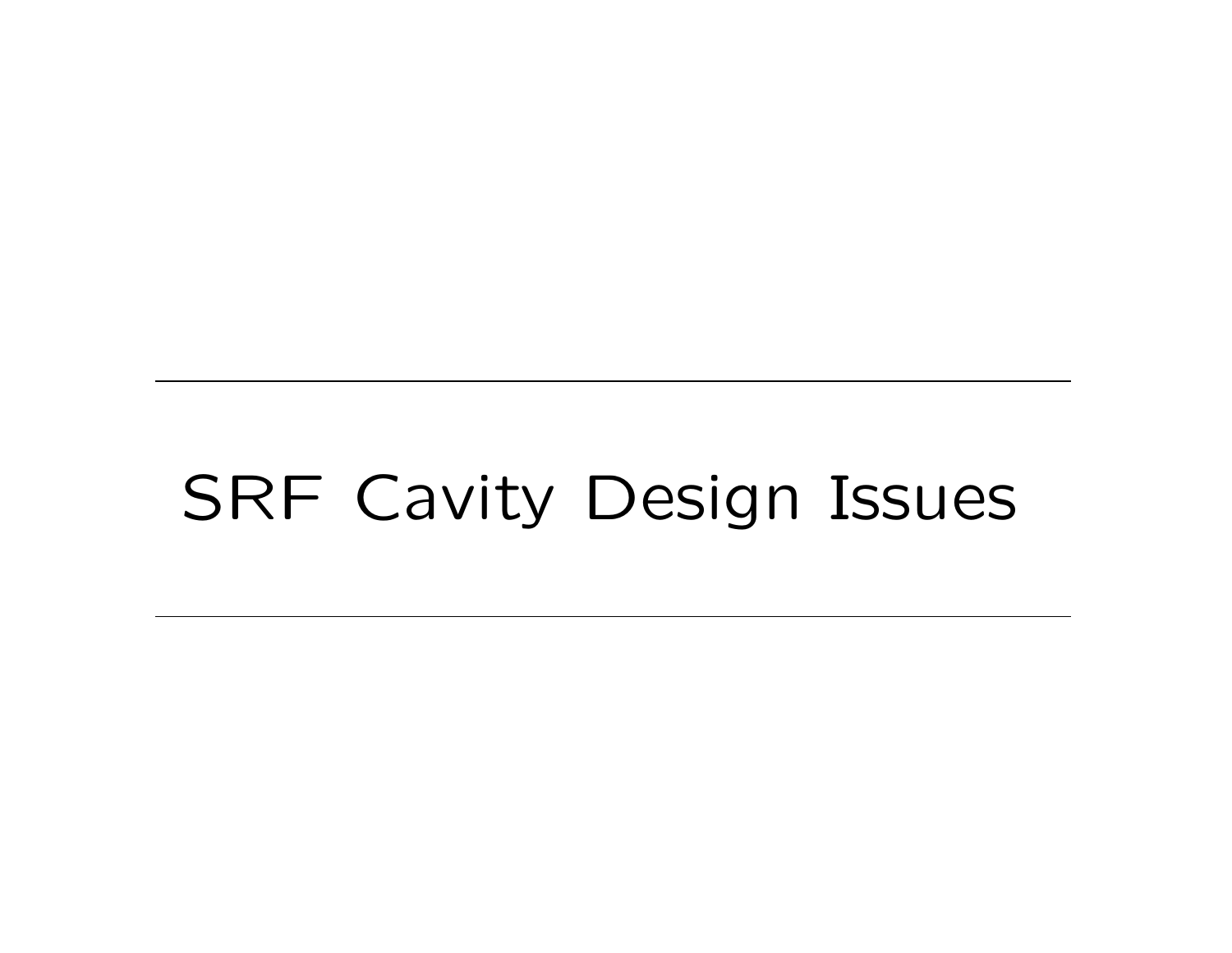# SRF Cavity Design Issues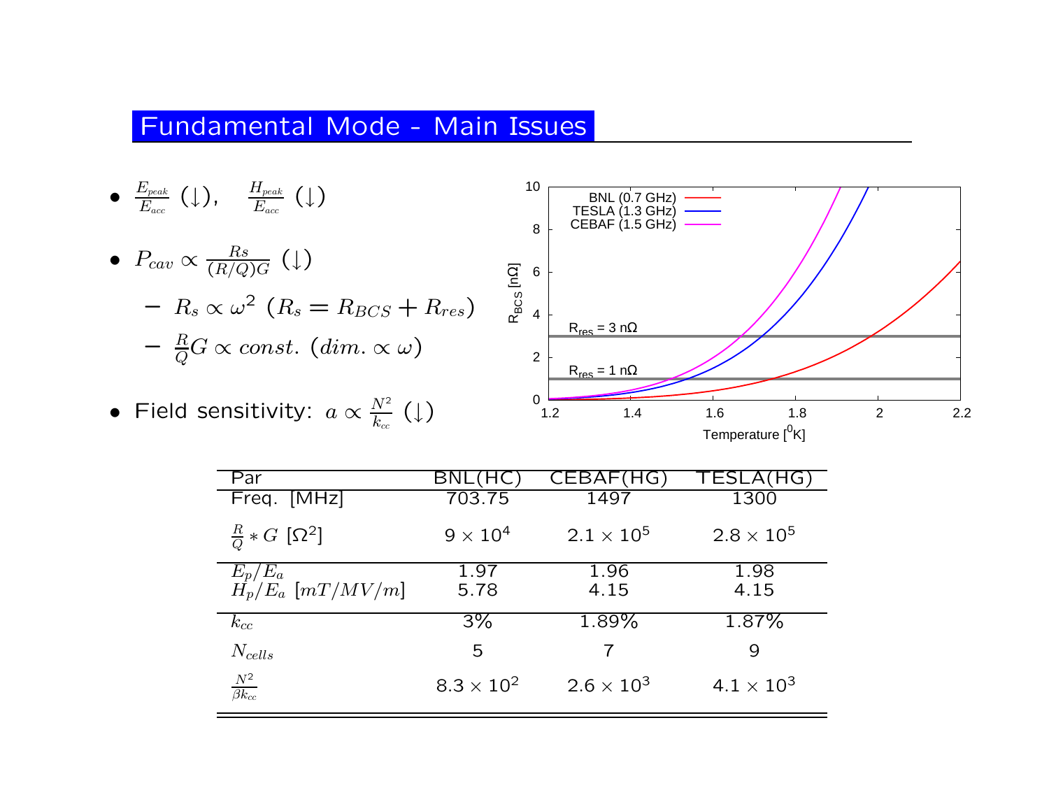## Fundamental Mode - Main Issues

- $\frac{E_{peak}}{E_{acc}}$ ($\downarrow$), $\frac{H_{peak}}{E_{acc}}$ ($\downarrow$)
- $P_{cav} \propto \frac{Rs}{(R/Q)G}$ ($\downarrow$)
  - $R_s \propto \omega^2$ ($R_s = R_{BCS} + R_{res}$)
  - $\frac{R}{Q}G \propto const.$ ($dim. \propto \omega$)
- Field sensitivity: $a \propto \frac{N^2}{k_{cc}}$ ($\downarrow$)

| Par | BNL(HC) | CEBAF(HG) | TESLA(HG) |
|---|---|---|---|
| Freq. [MHz] | 703.75 | 1497 | 1300 |
| $\frac{R}{Q} * G$ [$\Omega^2$] | $9 \times 10^4$ | $2.1 \times 10^5$ | $2.8 \times 10^5$ |
| $E_p/E_a$ | 1.97 | 1.96 | 1.98 |
| $H_p/E_a$ [$mT/MV/m$] | 5.78 | 4.15 | 4.15 |
| $k_{cc}$ | 3% | 1.89% | 1.87% |
| $N_{cells}$ | 5 | 7 | 9 |
| $\frac{N^2}{\beta k_{cc}}$ | $8.3 \times 10^2$ | $2.6 \times 10^3$ | $4.1 \times 10^3$ |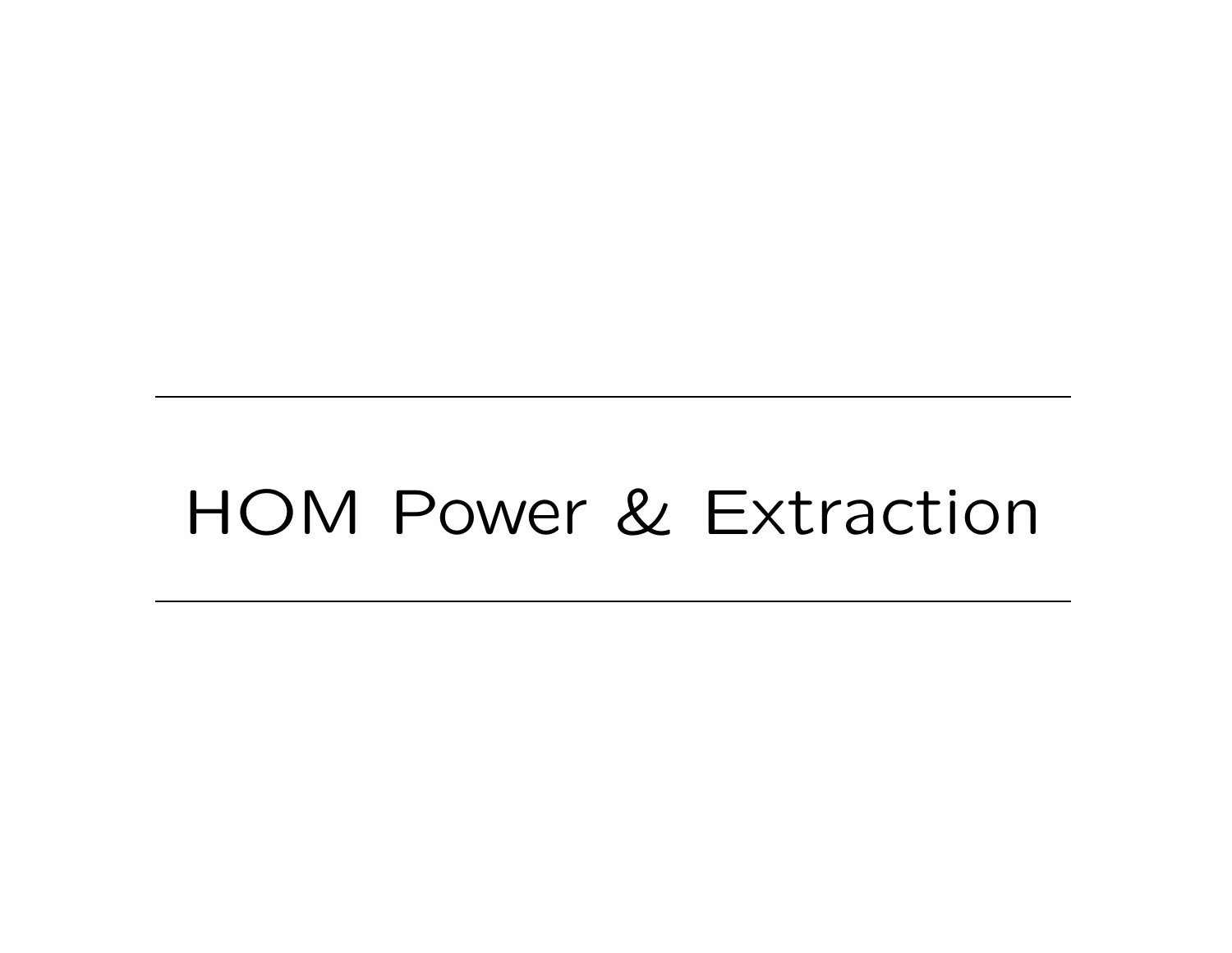# HOM Power & Extraction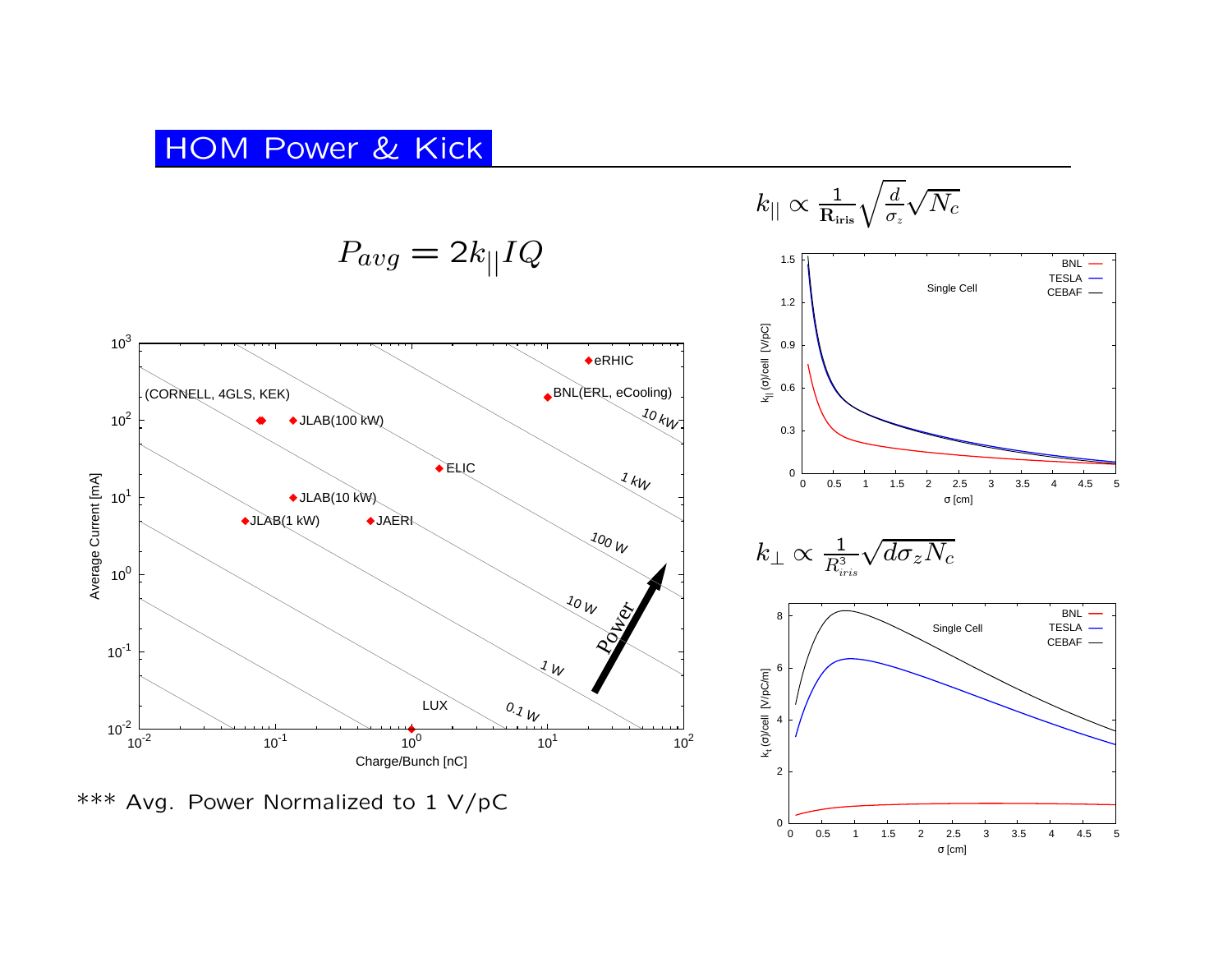# HOM Power & Kick

$$P_{avg} = 2k_{||}IQ$$

$$k_{||} \propto \frac{1}{\mathbf{R_{iris}}}\sqrt{\frac{d}{\sigma_z}}\sqrt{N_c}$$

$$k_{\perp} \propto \frac{1}{R_{iris}^3}\sqrt{d\sigma_z N_c}$$

*** Avg. Power Normalized to 1 V/pC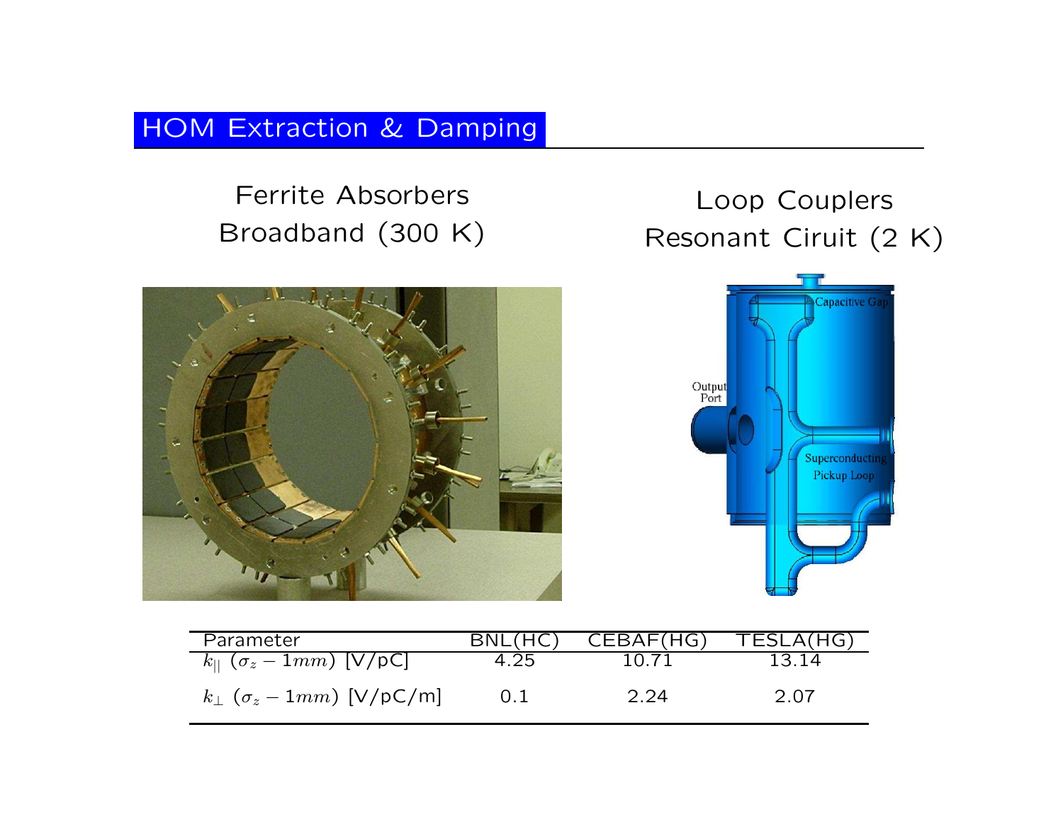# HOM Extraction & Damping

Ferrite Absorbers
Broadband (300 K)

Loop Couplers
Resonant Ciruit (2 K)

| Parameter | BNL(HC) | CEBAF(HG) | TESLA(HG) |
|---|---|---|---|
| $k_{\|\|}$ $(\sigma_z - 1mm)$ [V/pC] | 4.25 | 10.71 | 13.14 |
| $k_{\perp}$ $(\sigma_z - 1mm)$ [V/pC/m] | 0.1 | 2.24 | 2.07 |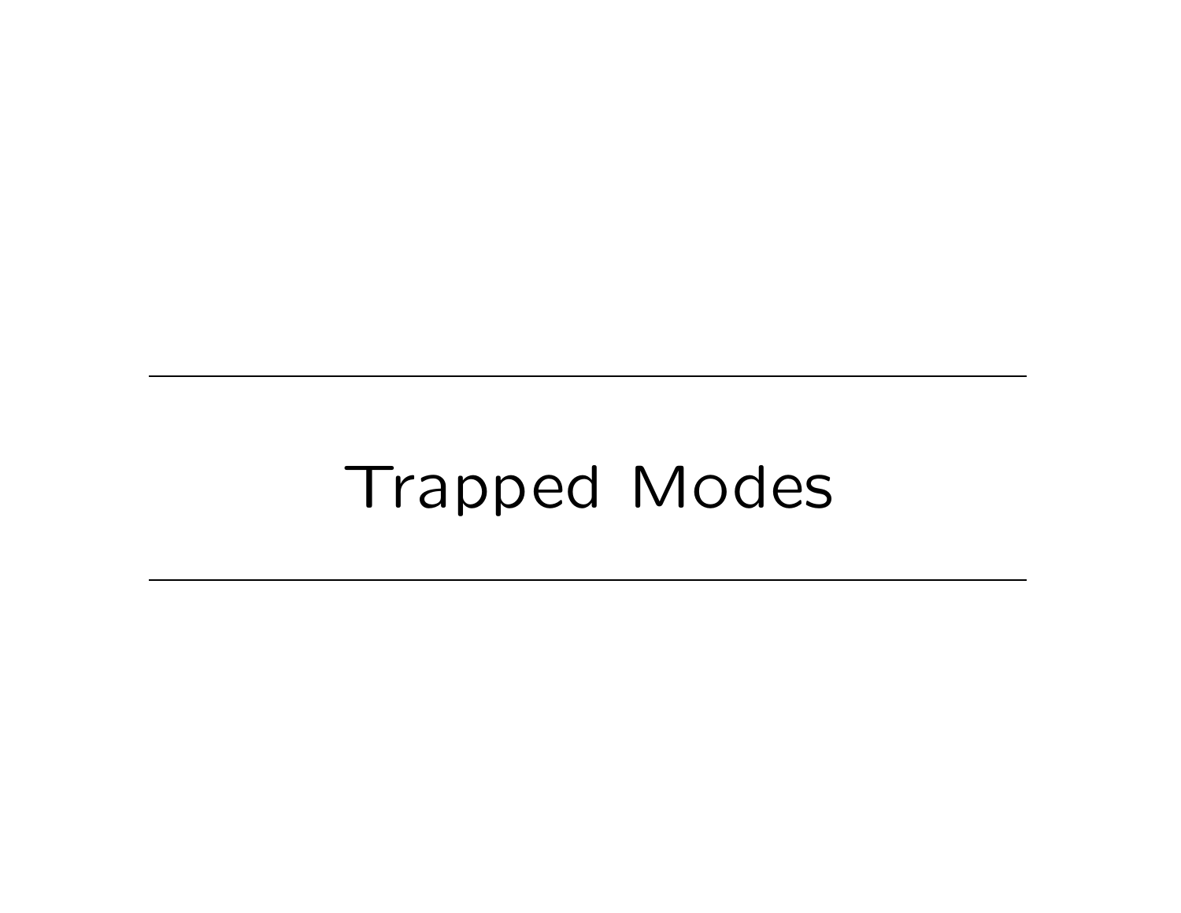# Trapped Modes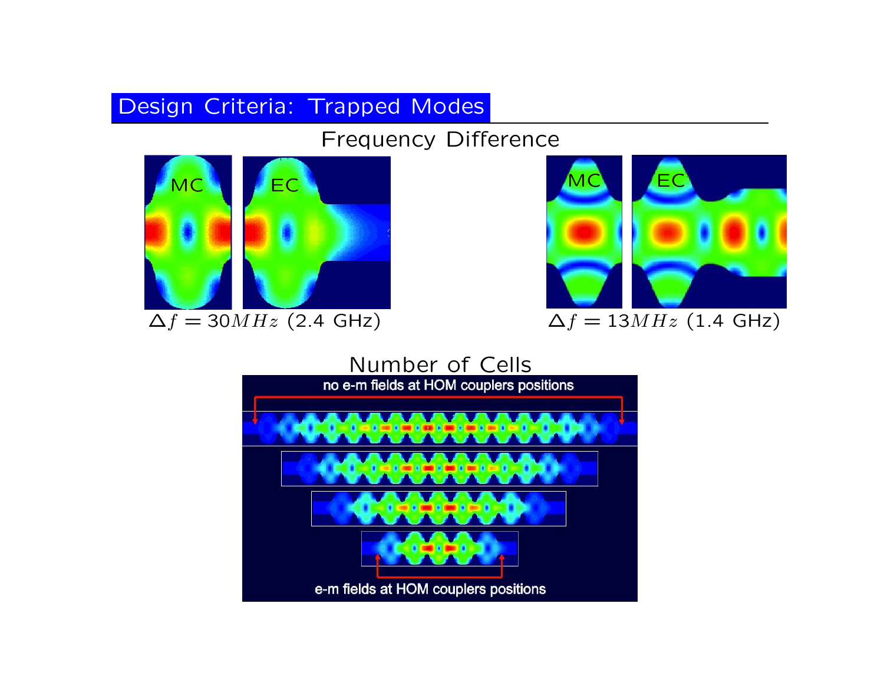## Design Criteria: Trapped Modes

### Frequency Difference

MC EC

$\Delta f = 30MHz$ (2.4 GHz)

MC EC

$\Delta f = 13MHz$ (1.4 GHz)

### Number of Cells

no e-m fields at HOM couplers positions

e-m fields at HOM couplers positions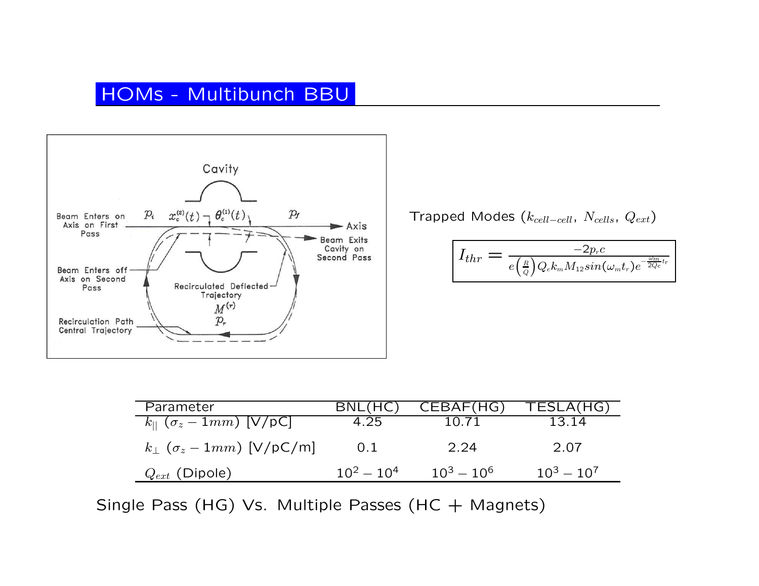## HOMs - Multibunch BBU

Trapped Modes ($k_{cell-cell}$, $N_{cells}$, $Q_{ext}$)

$$I_{thr} = \frac{-2p_r c}{e\left(\frac{R}{Q}\right)Q_e k_m M_{12} sin(\omega_m t_r) e^{-\frac{\omega_m}{2Q_e}t_r}}$$

| Parameter | BNL(HC) | CEBAF(HG) | TESLA(HG) |
|---|---|---|---|
| $k_{\|\|}$ ($\sigma_z - 1mm$) [V/pC] | 4.25 | 10.71 | 13.14 |
| $k_{\perp}$ ($\sigma_z - 1mm$) [V/pC/m] | 0.1 | 2.24 | 2.07 |
| $Q_{ext}$ (Dipole) | $10^2 - 10^4$ | $10^3 - 10^6$ | $10^3 - 10^7$ |

Single Pass (HG) Vs. Multiple Passes (HC + Magnets)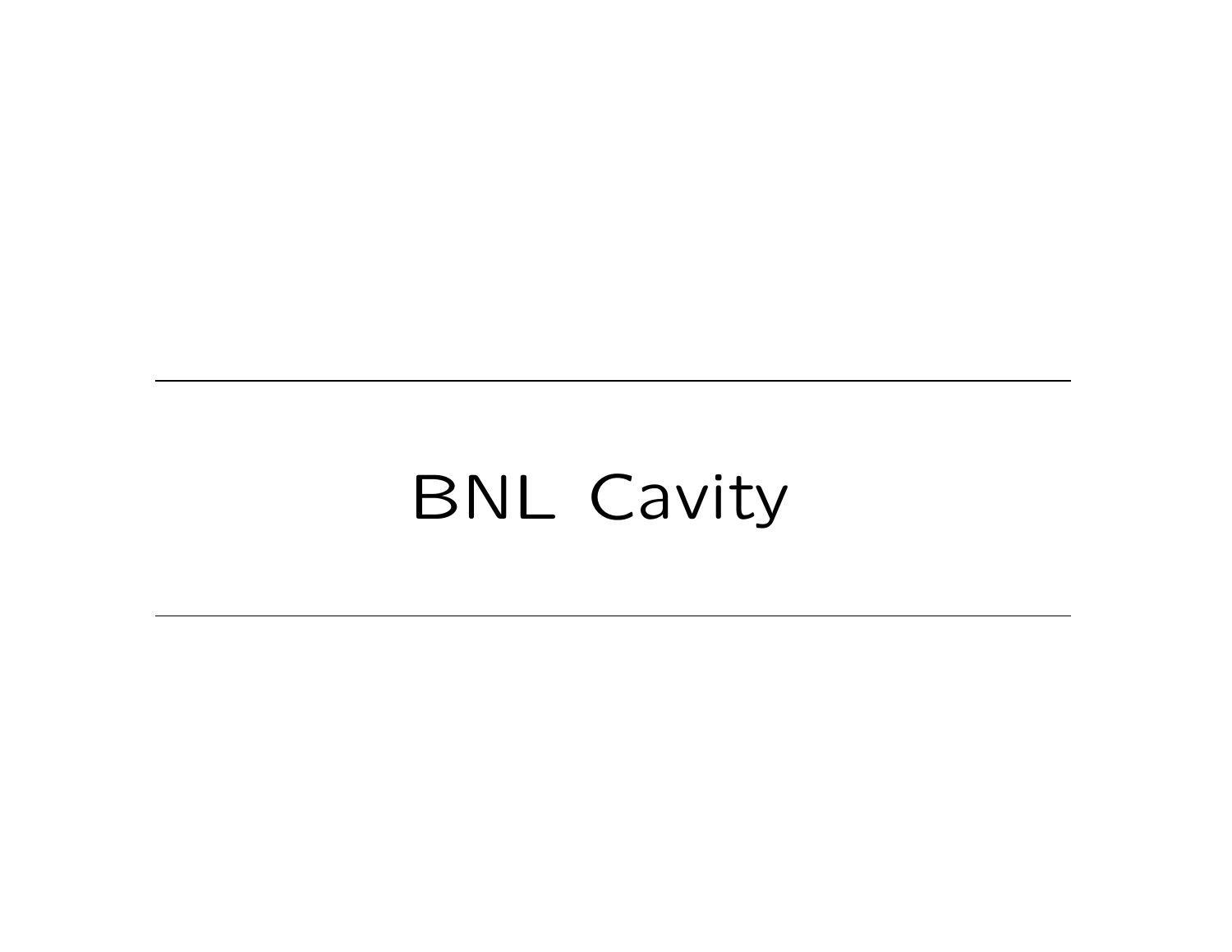# BNL Cavity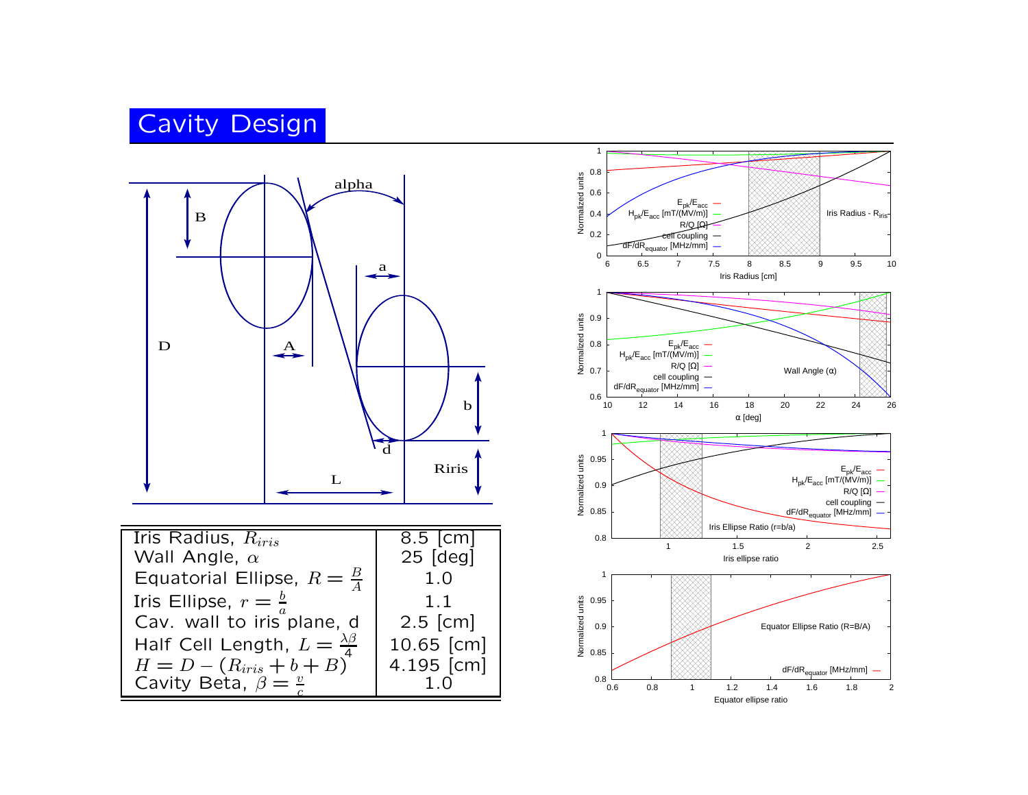# Cavity Design

| | |
|---|---|
| Iris Radius, $R_{iris}$ | 8.5 [cm] |
| Wall Angle, $\alpha$ | 25 [deg] |
| Equatorial Ellipse, $R = \frac{B}{A}$ | 1.0 |
| Iris Ellipse, $r = \frac{b}{a}$ | 1.1 |
| Cav. wall to iris plane, d | 2.5 [cm] |
| Half Cell Length, $L = \frac{\lambda\beta}{4}$ | 10.65 [cm] |
| $H = D - (R_{iris} + b + B)$ | 4.195 [cm] |
| Cavity Beta, $\beta = \frac{v}{c}$ | 1.0 |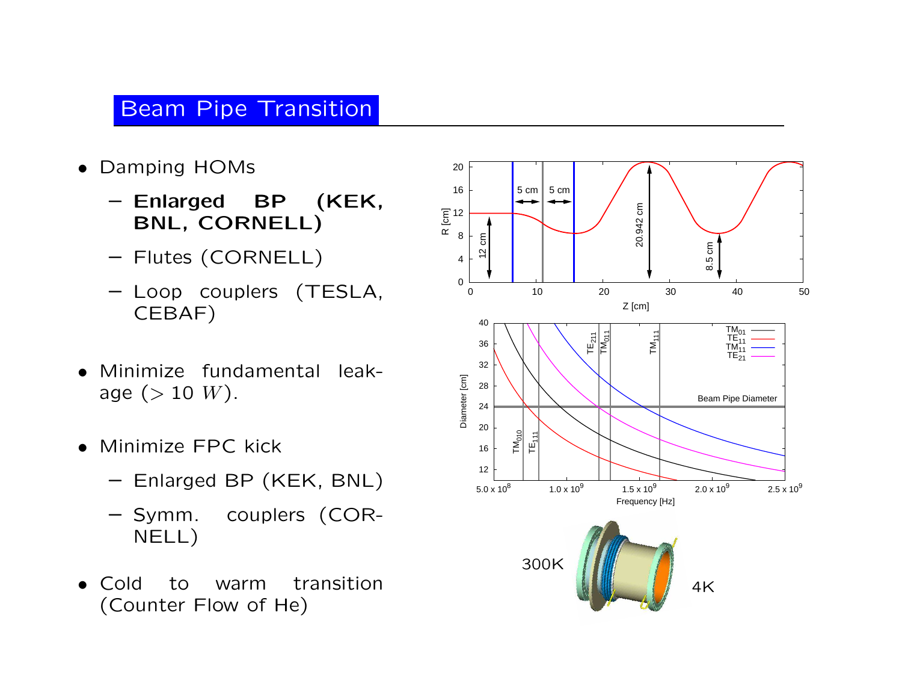## Beam Pipe Transition

- Damping HOMs
  - **Enlarged BP (KEK, BNL, CORNELL)**
  - Flutes (CORNELL)
  - Loop couplers (TESLA, CEBAF)
- Minimize fundamental leakage ($> 10\ W$).
- Minimize FPC kick
  - Enlarged BP (KEK, BNL)
  - Symm. couplers (CORNELL)
- Cold to warm transition (Counter Flow of He)

300K

4K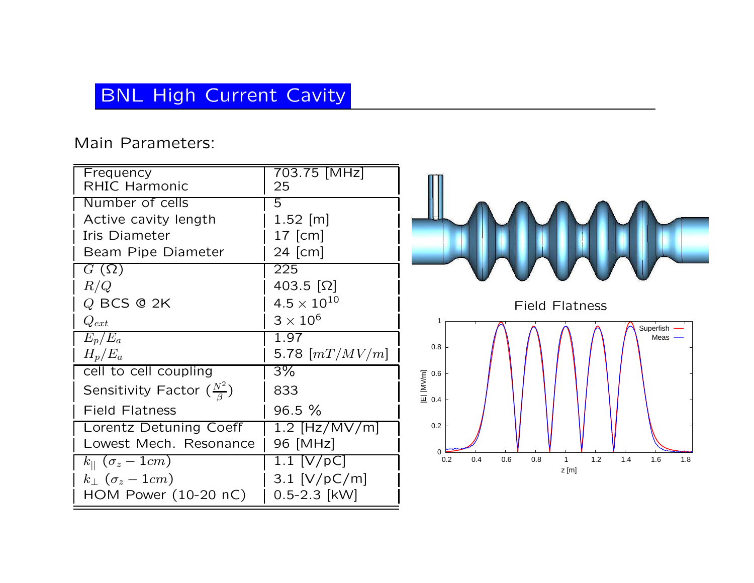# BNL High Current Cavity

Main Parameters:

| Parameter | Value |
|---|---|
| Frequency | 703.75 [MHz] |
| RHIC Harmonic | 25 |
| Number of cells | 5 |
| Active cavity length | 1.52 [m] |
| Iris Diameter | 17 [cm] |
| Beam Pipe Diameter | 24 [cm] |
| $G$ ($\Omega$) | 225 |
| $R/Q$ | 403.5 [$\Omega$] |
| $Q$ BCS @ 2K | $4.5 \times 10^{10}$ |
| $Q_{ext}$ | $3 \times 10^{6}$ |
| $E_p/E_a$ | 1.97 |
| $H_p/E_a$ | 5.78 [$mT/MV/m$] |
| cell to cell coupling | 3% |
| Sensitivity Factor ($\frac{N^2}{\beta}$) | 833 |
| Field Flatness | 96.5 % |
| Lorentz Detuning Coeff | 1.2 [Hz/MV/m] |
| Lowest Mech. Resonance | 96 [MHz] |
| $k_{\|\|}$ ($\sigma_z - 1cm$) | 1.1 [V/pC] |
| $k_{\perp}$ ($\sigma_z - 1cm$) | 3.1 [V/pC/m] |
| HOM Power (10-20 nC) | 0.5-2.3 [kW] |

Field Flatness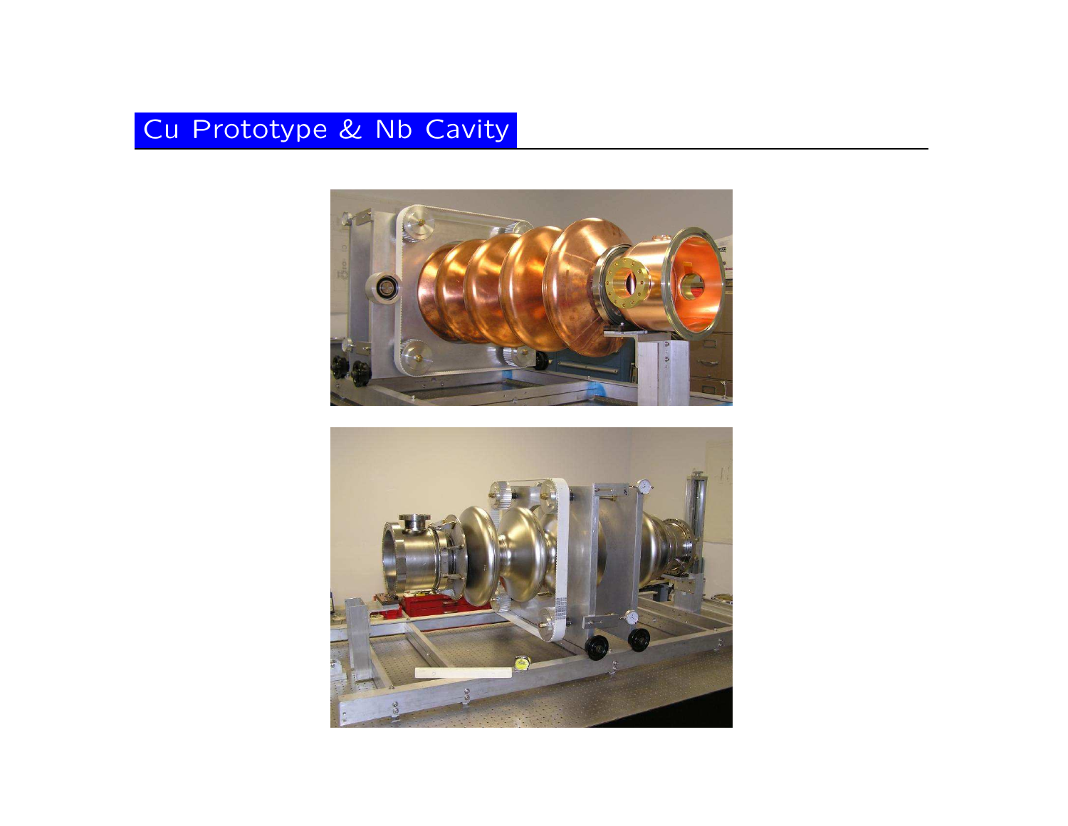# Cu Prototype & Nb Cavity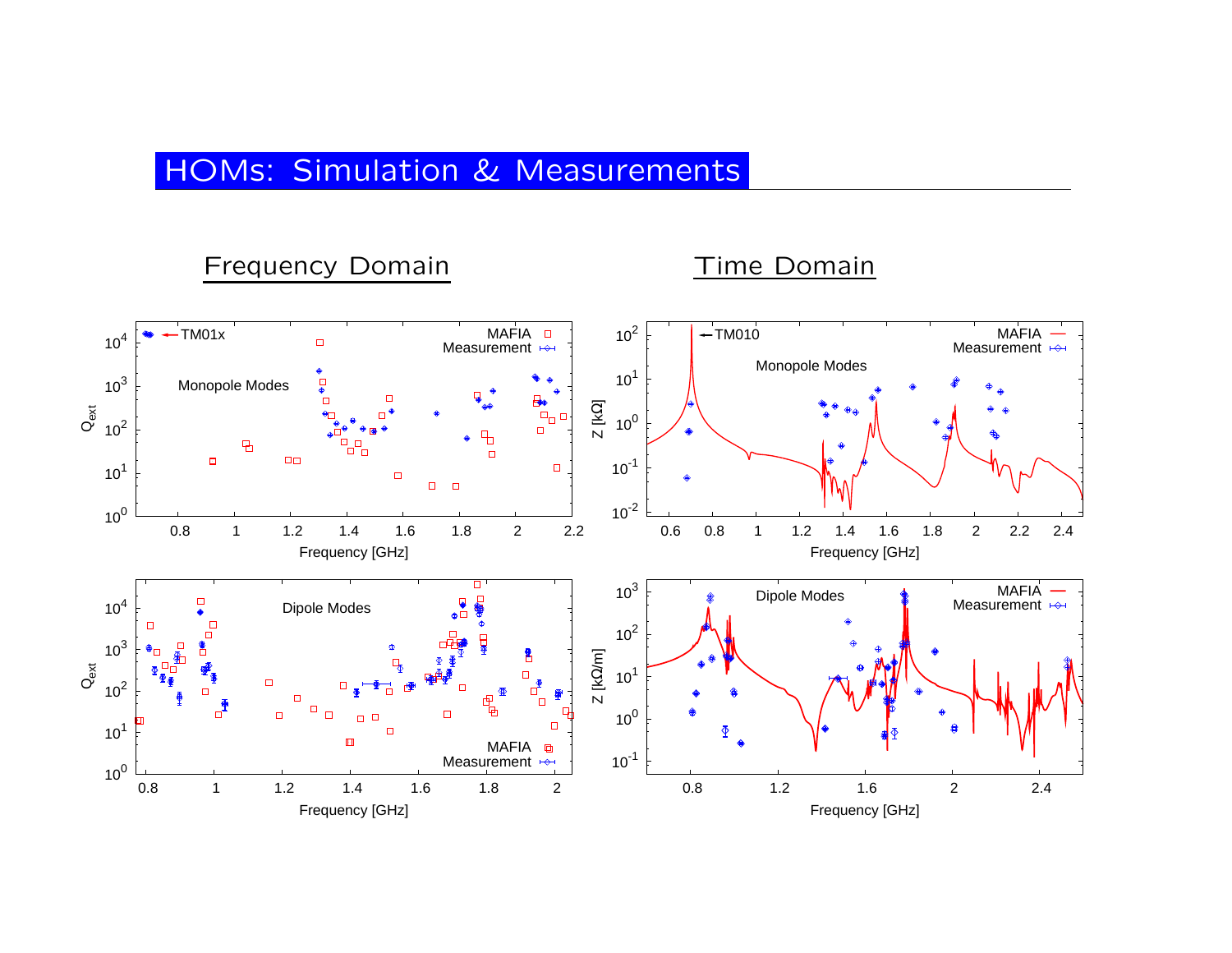# HOMs: Simulation & Measurements

## Frequency Domain

## Time Domain

Monopole Modes

TM01x

MAFIA

Measurement

$Q_{ext}$

Frequency [GHz]

TM010

Z [kΩ]

Dipole Modes

Z [kΩ/m]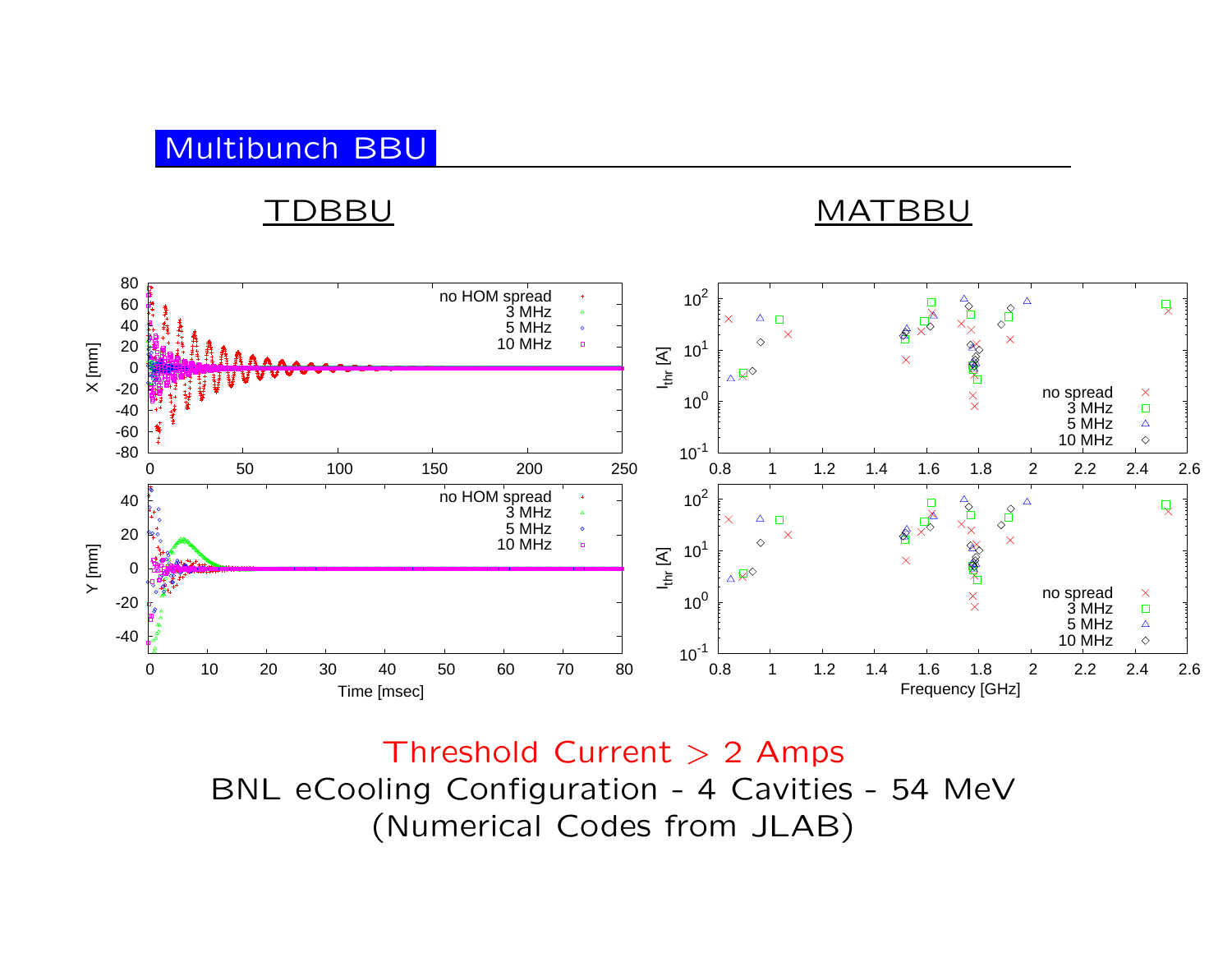# Multibunch BBU

TDBBU

MATBBU

Threshold Current > 2 Amps

BNL eCooling Configuration - 4 Cavities - 54 MeV

(Numerical Codes from JLAB)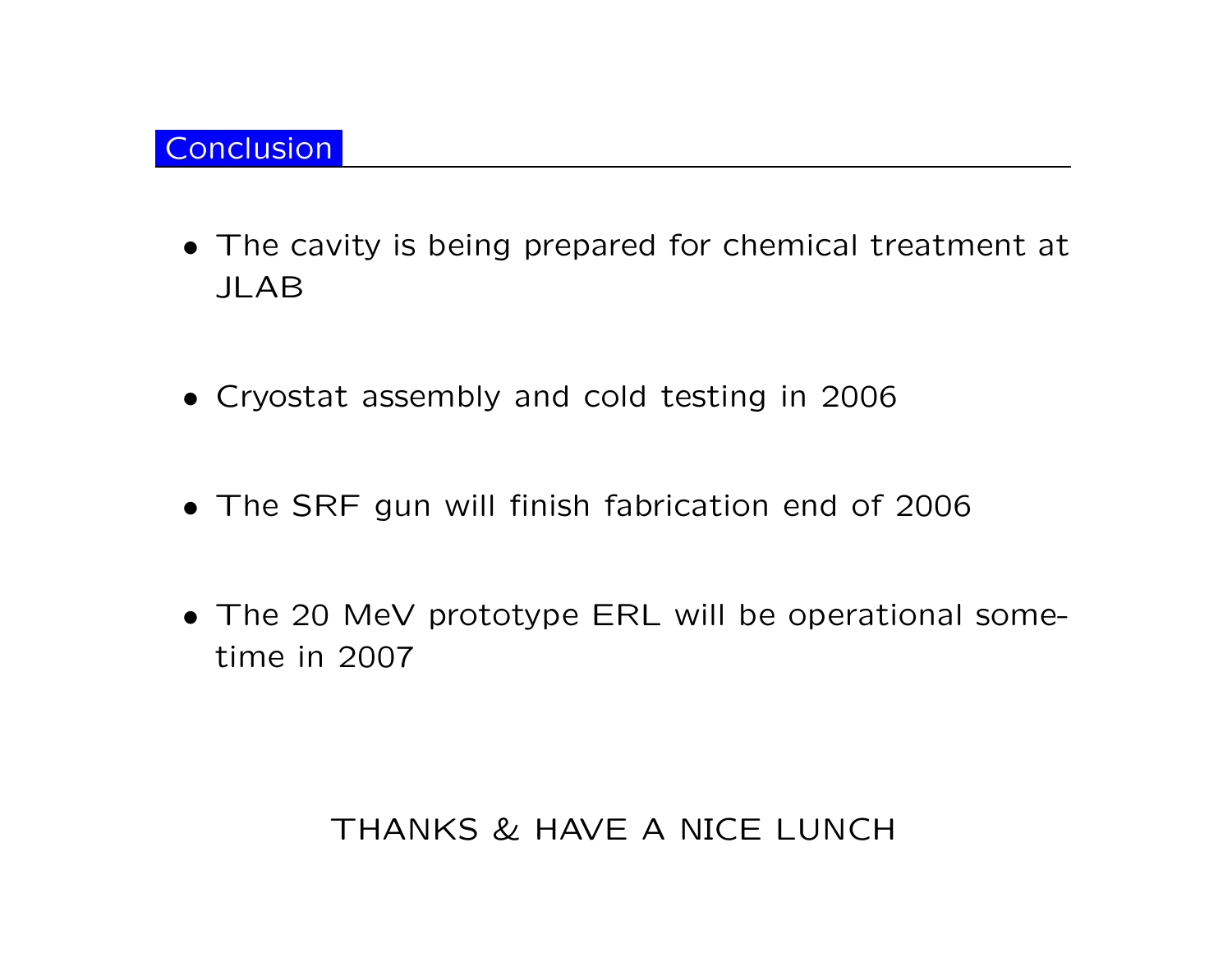## Conclusion

- The cavity is being prepared for chemical treatment at JLAB
- Cryostat assembly and cold testing in 2006
- The SRF gun will finish fabrication end of 2006
- The 20 MeV prototype ERL will be operational sometime in 2007

THANKS & HAVE A NICE LUNCH